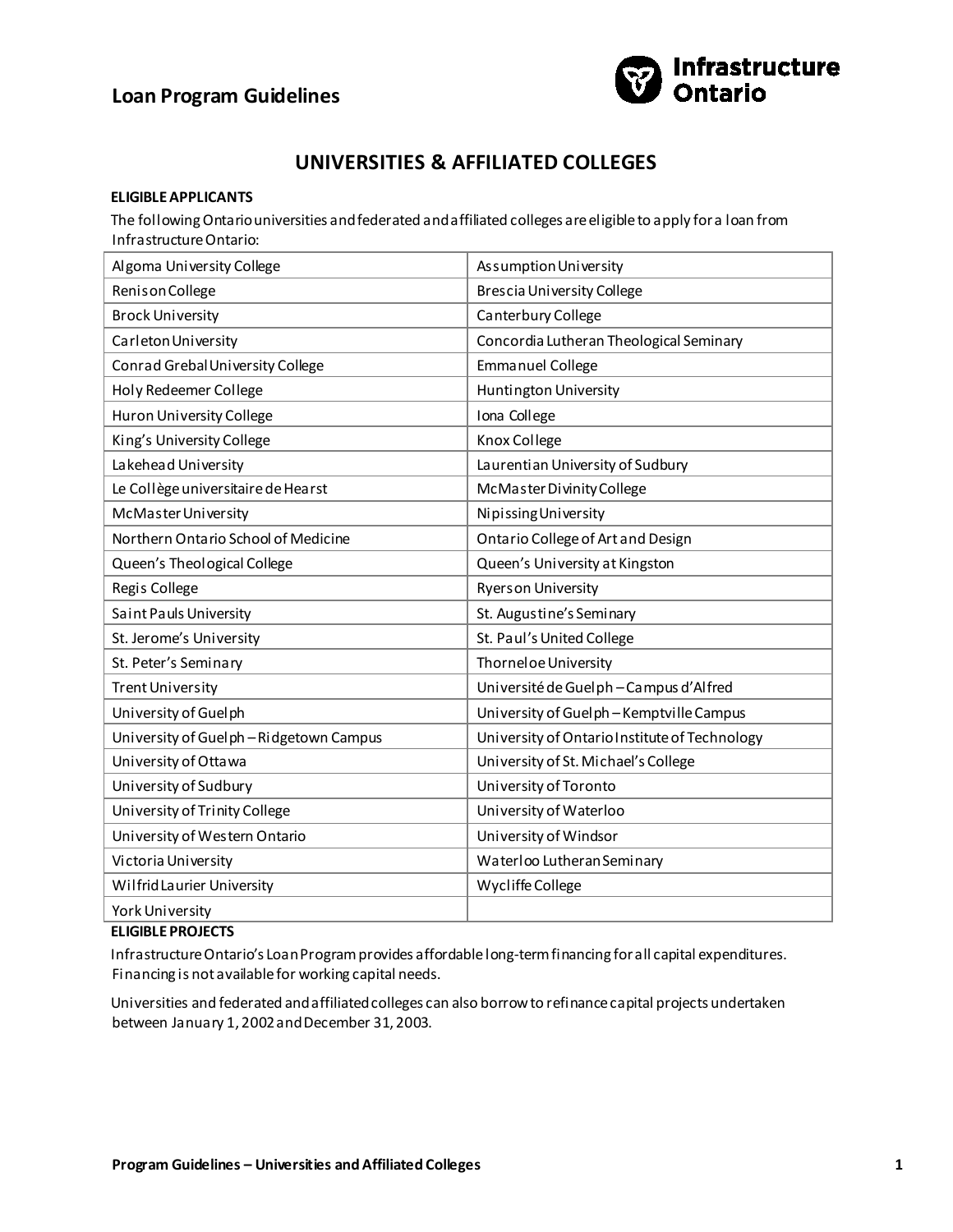# UNIVERSITIES & AFFILIATED COLLEGES

**ELIGIBLE APPLICANTS**

The following Ontario universities and federated and affiliated colleges are eligible to apply for a loan from Infrastructure Ontario:

| | |
|---|---|
| Algoma University College | Assumption University |
| Renison College | Brescia University College |
| Brock University | Canterbury College |
| Carleton University | Concordia Lutheran Theological Seminary |
| Conrad Grebal University College | Emmanuel College |
| Holy Redeemer College | Huntington University |
| Huron University College | Iona College |
| King's University College | Knox College |
| Lakehead University | Laurentian University of Sudbury |
| Le Collège universitaire de Hearst | McMaster Divinity College |
| McMaster University | Nipissing University |
| Northern Ontario School of Medicine | Ontario College of Art and Design |
| Queen's Theological College | Queen's University at Kingston |
| Regis College | Ryerson University |
| Saint Pauls University | St. Augustine's Seminary |
| St. Jerome's University | St. Paul's United College |
| St. Peter's Seminary | Thorneloe University |
| Trent University | Université de Guelph – Campus d'Alfred |
| University of Guelph | University of Guelph – Kemptville Campus |
| University of Guelph – Ridgetown Campus | University of Ontario Institute of Technology |
| University of Ottawa | University of St. Michael's College |
| University of Sudbury | University of Toronto |
| University of Trinity College | University of Waterloo |
| University of Western Ontario | University of Windsor |
| Victoria University | Waterloo Lutheran Seminary |
| Wilfrid Laurier University | Wycliffe College |
| York University | |

**ELIGIBLE PROJECTS**

Infrastructure Ontario's Loan Program provides affordable long-term financing for all capital expenditures. Financing is not available for working capital needs.

Universities and federated and affiliated colleges can also borrow to refinance capital projects undertaken between January 1, 2002 and December 31, 2003.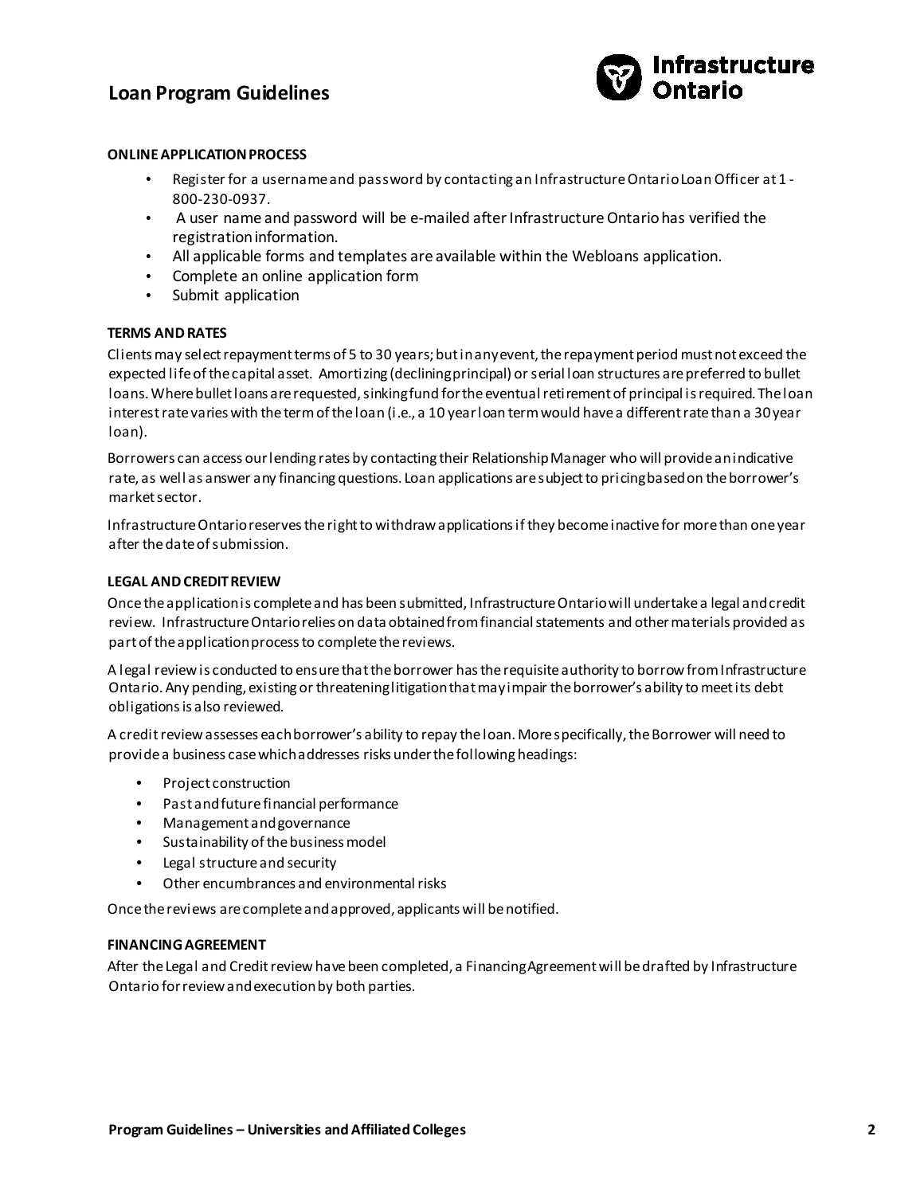#### ONLINE APPLICATION PROCESS

- Register for a username and password by contacting an Infrastructure Ontario Loan Officer at 1-800-230-0937.
- A user name and password will be e-mailed after Infrastructure Ontario has verified the registration information.
- All applicable forms and templates are available within the Webloans application.
- Complete an online application form
- Submit application

#### TERMS AND RATES

Clients may select repayment terms of 5 to 30 years; but in any event, the repayment period must not exceed the expected life of the capital asset. Amortizing (declining principal) or serial loan structures are preferred to bullet loans. Where bullet loans are requested, sinking fund for the eventual retirement of principal is required. The loan interest rate varies with the term of the loan (i.e., a 10 year loan term would have a different rate than a 30 year loan).

Borrowers can access our lending rates by contacting their Relationship Manager who will provide an indicative rate, as well as answer any financing questions. Loan applications are subject to pricing based on the borrower's market sector.

Infrastructure Ontario reserves the right to withdraw applications if they become inactive for more than one year after the date of submission.

#### LEGAL AND CREDIT REVIEW

Once the application is complete and has been submitted, Infrastructure Ontario will undertake a legal and credit review. Infrastructure Ontario relies on data obtained from financial statements and other materials provided as part of the application process to complete the reviews.

A legal review is conducted to ensure that the borrower has the requisite authority to borrow from Infrastructure Ontario. Any pending, existing or threatening litigation that may impair the borrower's ability to meet its debt obligations is also reviewed.

A credit review assesses each borrower's ability to repay the loan. More specifically, the Borrower will need to provide a business case which addresses risks under the following headings:

- Project construction
- Past and future financial performance
- Management and governance
- Sustainability of the business model
- Legal structure and security
- Other encumbrances and environmental risks

Once the reviews are complete and approved, applicants will be notified.

#### FINANCING AGREEMENT

After the Legal and Credit review have been completed, a Financing Agreement will be drafted by Infrastructure Ontario for review and execution by both parties.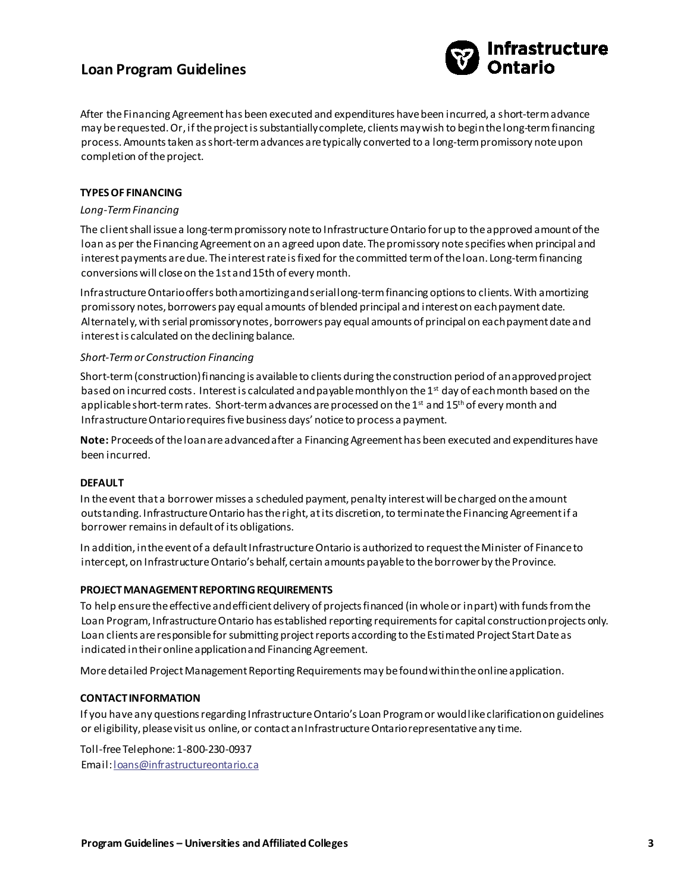After the Financing Agreement has been executed and expenditures have been incurred, a short-term advance may be requested. Or, if the project is substantially complete, clients may wish to begin the long-term financing process. Amounts taken as short-term advances are typically converted to a long-term promissory note upon completion of the project.

**TYPES OF FINANCING**

*Long-Term Financing*

The client shall issue a long-term promissory note to Infrastructure Ontario for up to the approved amount of the loan as per the Financing Agreement on an agreed upon date. The promissory note specifies when principal and interest payments are due. The interest rate is fixed for the committed term of the loan. Long-term financing conversions will close on the 1st and 15th of every month.

Infrastructure Ontario offers both amortizing and serial long-term financing options to clients. With amortizing promissory notes, borrowers pay equal amounts of blended principal and interest on each payment date. Alternately, with serial promissory notes, borrowers pay equal amounts of principal on each payment date and interest is calculated on the declining balance.

*Short-Term or Construction Financing*

Short-term (construction) financing is available to clients during the construction period of an approved project based on incurred costs. Interest is calculated and payable monthly on the 1st day of each month based on the applicable short-term rates. Short-term advances are processed on the 1st and 15th of every month and Infrastructure Ontario requires five business days' notice to process a payment.

**Note:** Proceeds of the loan are advanced after a Financing Agreement has been executed and expenditures have been incurred.

**DEFAULT**

In the event that a borrower misses a scheduled payment, penalty interest will be charged on the amount outstanding. Infrastructure Ontario has the right, at its discretion, to terminate the Financing Agreement if a borrower remains in default of its obligations.

In addition, in the event of a default Infrastructure Ontario is authorized to request the Minister of Finance to intercept, on Infrastructure Ontario's behalf, certain amounts payable to the borrower by the Province.

**PROJECT MANAGEMENT REPORTING REQUIREMENTS**

To help ensure the effective and efficient delivery of projects financed (in whole or in part) with funds from the Loan Program, Infrastructure Ontario has established reporting requirements for capital construction projects only. Loan clients are responsible for submitting project reports according to the Estimated Project Start Date as indicated in their online application and Financing Agreement.

More detailed Project Management Reporting Requirements may be found within the online application.

**CONTACT INFORMATION**

If you have any questions regarding Infrastructure Ontario's Loan Program or would like clarification on guidelines or eligibility, please visit us online, or contact an Infrastructure Ontario representative any time.

Toll-free Telephone: 1-800-230-0937
Email: loans@infrastructureontario.ca